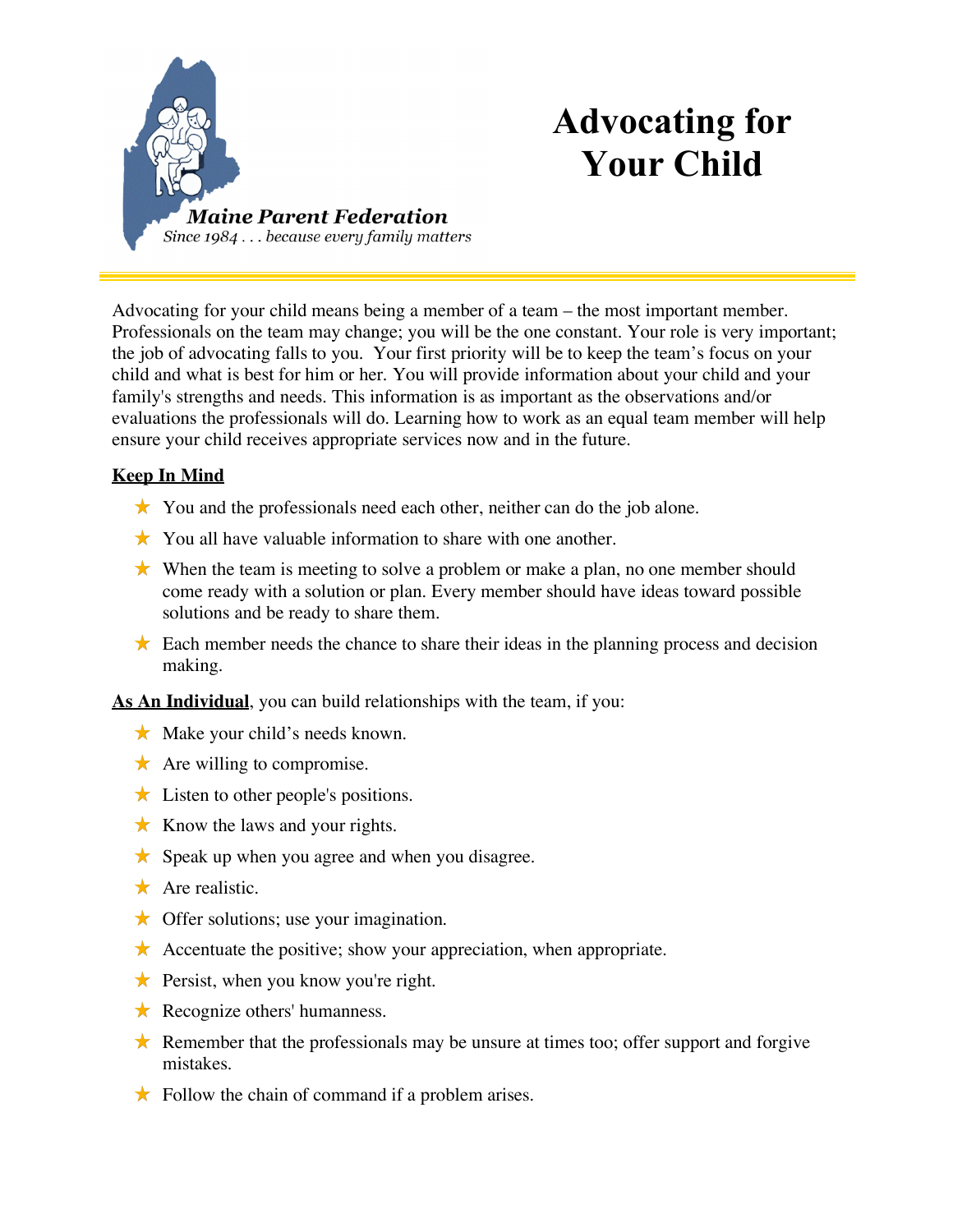**Maine Parent Federation**

*Since 1984 . . . because every family matters*

# Advocating for Your Child

Advocating for your child means being a member of a team – the most important member. Professionals on the team may change; you will be the one constant. Your role is very important; the job of advocating falls to you. Your first priority will be to keep the team's focus on your child and what is best for him or her. You will provide information about your child and your family's strengths and needs. This information is as important as the observations and/or evaluations the professionals will do. Learning how to work as an equal team member will help ensure your child receives appropriate services now and in the future.

**Keep In Mind**

- You and the professionals need each other, neither can do the job alone.
- You all have valuable information to share with one another.
- When the team is meeting to solve a problem or make a plan, no one member should come ready with a solution or plan. Every member should have ideas toward possible solutions and be ready to share them.
- Each member needs the chance to share their ideas in the planning process and decision making.

**As An Individual**, you can build relationships with the team, if you:

- Make your child's needs known.
- Are willing to compromise.
- Listen to other people's positions.
- Know the laws and your rights.
- Speak up when you agree and when you disagree.
- Are realistic.
- Offer solutions; use your imagination.
- Accentuate the positive; show your appreciation, when appropriate.
- Persist, when you know you're right.
- Recognize others' humanness.
- Remember that the professionals may be unsure at times too; offer support and forgive mistakes.
- Follow the chain of command if a problem arises.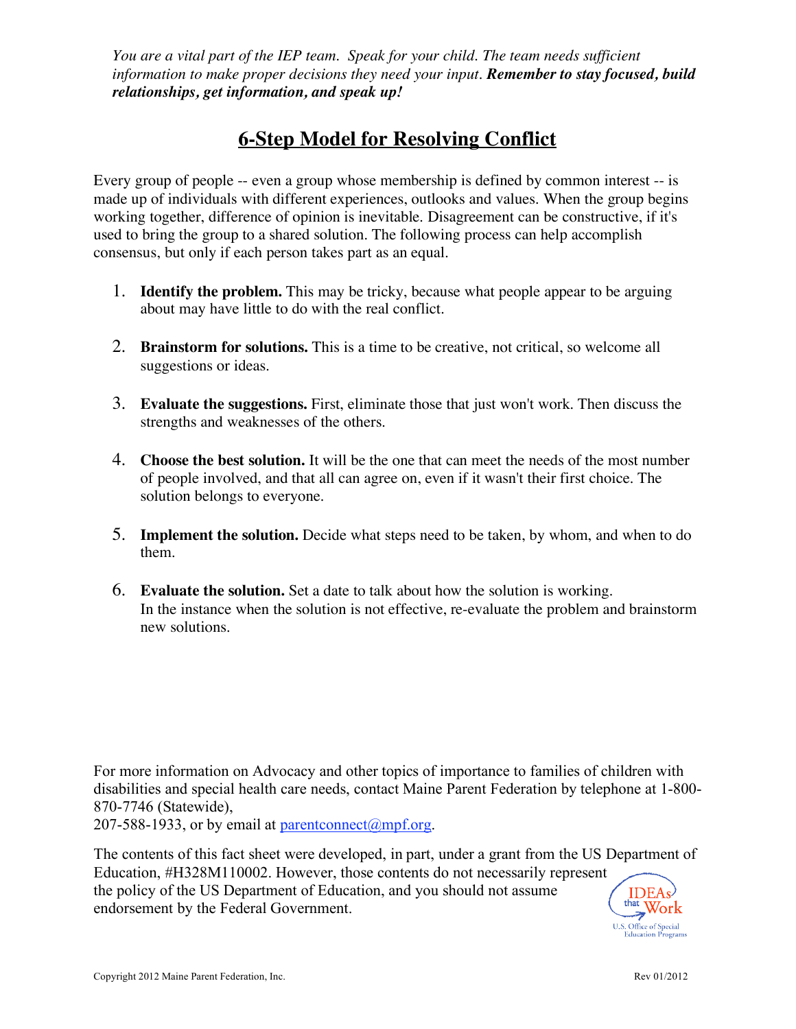*You are a vital part of the IEP team. Speak for your child. The team needs sufficient information to make proper decisions they need your input.* ***Remember to stay focused, build relationships, get information, and speak up!***

# 6-Step Model for Resolving Conflict

Every group of people -- even a group whose membership is defined by common interest -- is made up of individuals with different experiences, outlooks and values. When the group begins working together, difference of opinion is inevitable. Disagreement can be constructive, if it's used to bring the group to a shared solution. The following process can help accomplish consensus, but only if each person takes part as an equal.

1. **Identify the problem.** This may be tricky, because what people appear to be arguing about may have little to do with the real conflict.

2. **Brainstorm for solutions.** This is a time to be creative, not critical, so welcome all suggestions or ideas.

3. **Evaluate the suggestions.** First, eliminate those that just won't work. Then discuss the strengths and weaknesses of the others.

4. **Choose the best solution.** It will be the one that can meet the needs of the most number of people involved, and that all can agree on, even if it wasn't their first choice. The solution belongs to everyone.

5. **Implement the solution.** Decide what steps need to be taken, by whom, and when to do them.

6. **Evaluate the solution.** Set a date to talk about how the solution is working.
   In the instance when the solution is not effective, re-evaluate the problem and brainstorm new solutions.

For more information on Advocacy and other topics of importance to families of children with disabilities and special health care needs, contact Maine Parent Federation by telephone at 1-800-870-7746 (Statewide),
207-588-1933, or by email at [parentconnect@mpf.org](mailto:parentconnect@mpf.org).

The contents of this fact sheet were developed, in part, under a grant from the US Department of Education, #H328M110002. However, those contents do not necessarily represent the policy of the US Department of Education, and you should not assume endorsement by the Federal Government.

IDEAs that Work
U.S. Office of Special Education Programs

Copyright 2012 Maine Parent Federation, Inc. Rev 01/2012